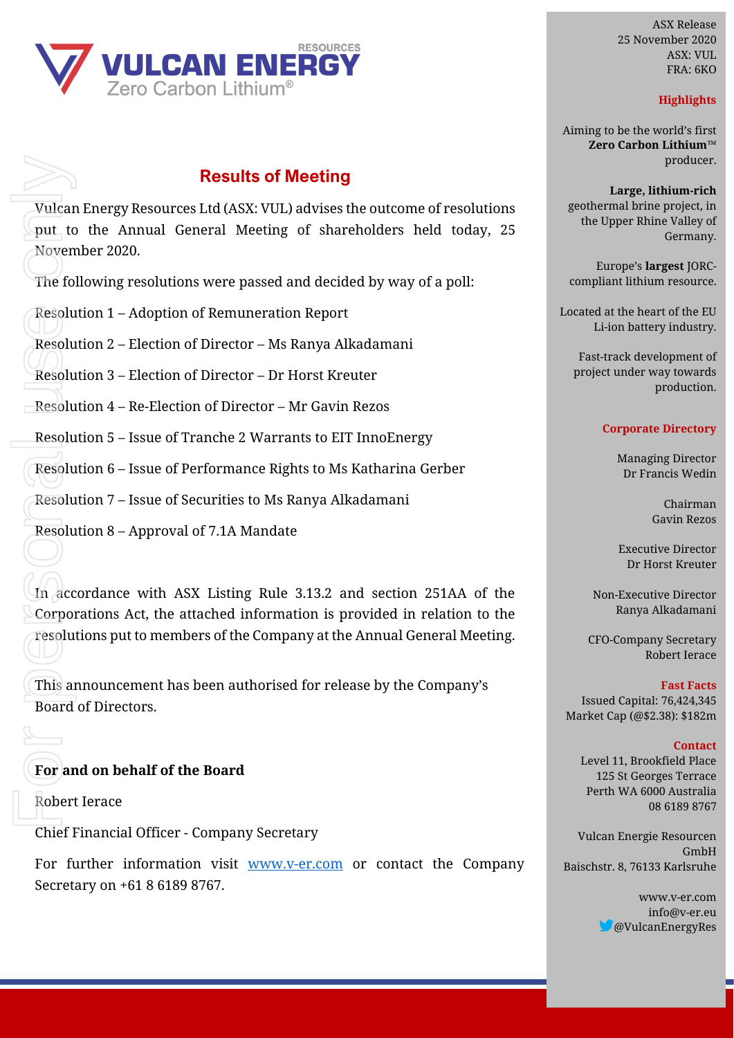VULCAN ENERGY RESOURCES
Zero Carbon Lithium®

# Results of Meeting

Vulcan Energy Resources Ltd (ASX: VUL) advises the outcome of resolutions put to the Annual General Meeting of shareholders held today, 25 November 2020.

The following resolutions were passed and decided by way of a poll:

Resolution 1 – Adoption of Remuneration Report

Resolution 2 – Election of Director – Ms Ranya Alkadamani

Resolution 3 – Election of Director – Dr Horst Kreuter

Resolution 4 – Re-Election of Director – Mr Gavin Rezos

Resolution 5 – Issue of Tranche 2 Warrants to EIT InnoEnergy

Resolution 6 – Issue of Performance Rights to Ms Katharina Gerber

Resolution 7 – Issue of Securities to Ms Ranya Alkadamani

Resolution 8 – Approval of 7.1A Mandate

In accordance with ASX Listing Rule 3.13.2 and section 251AA of the Corporations Act, the attached information is provided in relation to the resolutions put to members of the Company at the Annual General Meeting.

This announcement has been authorised for release by the Company's Board of Directors.

**For and on behalf of the Board**

Robert Ierace

Chief Financial Officer - Company Secretary

For further information visit www.v-er.com or contact the Company Secretary on +61 8 6189 8767.

ASX Release
25 November 2020
ASX: VUL
FRA: 6KO

**Highlights**

Aiming to be the world's first **Zero Carbon Lithium**™ producer.

**Large, lithium-rich** geothermal brine project, in the Upper Rhine Valley of Germany.

Europe's **largest** JORC-compliant lithium resource.

Located at the heart of the EU Li-ion battery industry.

Fast-track development of project under way towards production.

**Corporate Directory**

Managing Director
Dr Francis Wedin

Chairman
Gavin Rezos

Executive Director
Dr Horst Kreuter

Non-Executive Director
Ranya Alkadamani

CFO-Company Secretary
Robert Ierace

**Fast Facts**

Issued Capital: 76,424,345
Market Cap (@$2.38): $182m

**Contact**

Level 11, Brookfield Place
125 St Georges Terrace
Perth WA 6000 Australia
08 6189 8767

Vulcan Energie Resourcen GmbH
Baischstr. 8, 76133 Karlsruhe

www.v-er.com
info@v-er.eu
@VulcanEnergyRes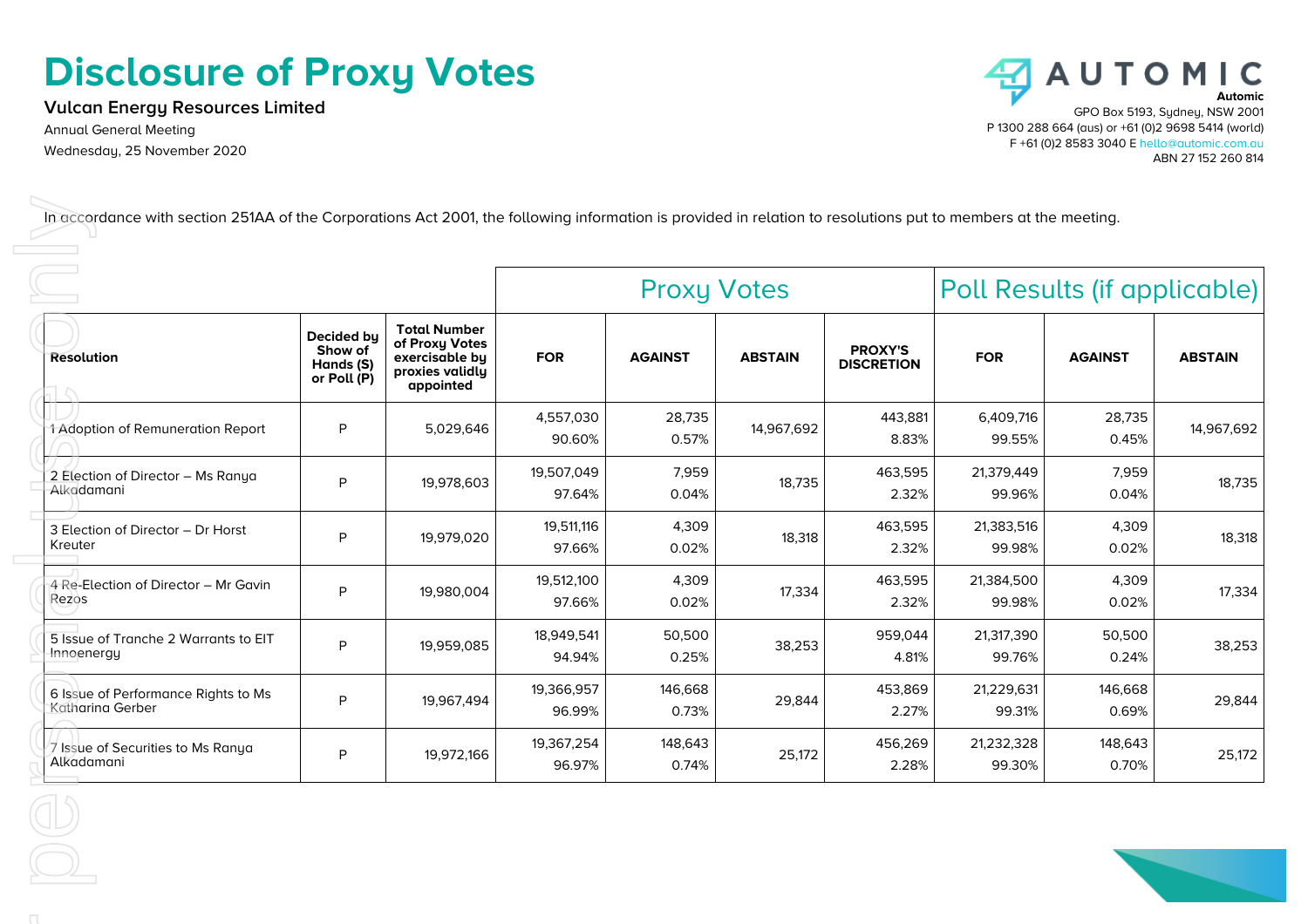# Disclosure of Proxy Votes

**Vulcan Energy Resources Limited**

Annual General Meeting

Wednesday, 25 November 2020

**Automic**
GPO Box 5193, Sydney, NSW 2001
P 1300 288 664 (aus) or +61 (0)2 9698 5414 (world)
F +61 (0)2 8583 3040 E hello@automic.com.au
ABN 27 152 260 814

In accordance with section 251AA of the Corporations Act 2001, the following information is provided in relation to resolutions put to members at the meeting.

| | | | Proxy Votes | | | | Poll Results (if applicable) | | |
|---|---|---|---|---|---|---|---|---|---|
| **Resolution** | **Decided by Show of Hands (S) or Poll (P)** | **Total Number of Proxy Votes exercisable by proxies validly appointed** | **FOR** | **AGAINST** | **ABSTAIN** | **PROXY'S DISCRETION** | **FOR** | **AGAINST** | **ABSTAIN** |
| 1 Adoption of Remuneration Report | P | 5,029,646 | 4,557,030 90.60% | 28,735 0.57% | 14,967,692 | 443,881 8.83% | 6,409,716 99.55% | 28,735 0.45% | 14,967,692 |
| 2 Election of Director – Ms Ranya Alkadamani | P | 19,978,603 | 19,507,049 97.64% | 7,959 0.04% | 18,735 | 463,595 2.32% | 21,379,449 99.96% | 7,959 0.04% | 18,735 |
| 3 Election of Director – Dr Horst Kreuter | P | 19,979,020 | 19,511,116 97.66% | 4,309 0.02% | 18,318 | 463,595 2.32% | 21,383,516 99.98% | 4,309 0.02% | 18,318 |
| 4 Re-Election of Director – Mr Gavin Rezos | P | 19,980,004 | 19,512,100 97.66% | 4,309 0.02% | 17,334 | 463,595 2.32% | 21,384,500 99.98% | 4,309 0.02% | 17,334 |
| 5 Issue of Tranche 2 Warrants to EIT Innoenergy | P | 19,959,085 | 18,949,541 94.94% | 50,500 0.25% | 38,253 | 959,044 4.81% | 21,317,390 99.76% | 50,500 0.24% | 38,253 |
| 6 Issue of Performance Rights to Ms Katharina Gerber | P | 19,967,494 | 19,366,957 96.99% | 146,668 0.73% | 29,844 | 453,869 2.27% | 21,229,631 99.31% | 146,668 0.69% | 29,844 |
| 7 Issue of Securities to Ms Ranya Alkadamani | P | 19,972,166 | 19,367,254 96.97% | 148,643 0.74% | 25,172 | 456,269 2.28% | 21,232,328 99.30% | 148,643 0.70% | 25,172 |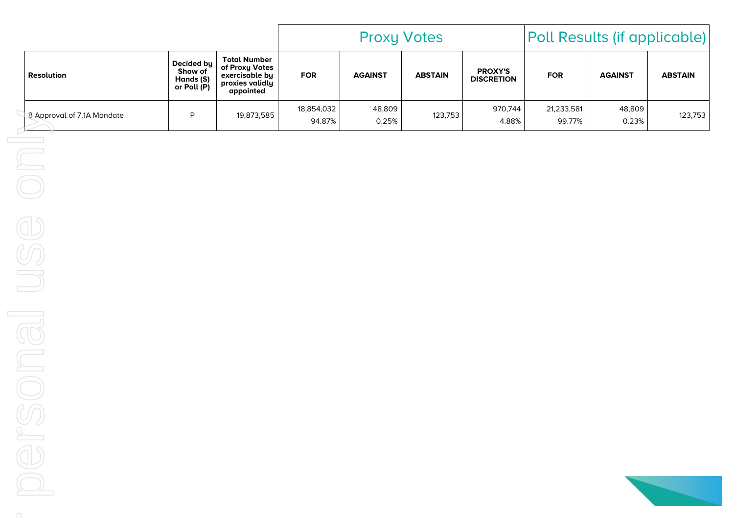| | | | Proxy Votes | | | | Poll Results (if applicable) | | |
|---|---|---|---|---|---|---|---|---|---|
| Resolution | Decided by Show of Hands (S) or Poll (P) | Total Number of Proxy Votes exercisable by proxies validly appointed | FOR | AGAINST | ABSTAIN | PROXY'S DISCRETION | FOR | AGAINST | ABSTAIN |
| 8 Approval of 7.1A Mandate | P | 19,873,585 | 18,854,032 94.87% | 48,809 0.25% | 123,753 | 970,744 4.88% | 21,233,581 99.77% | 48,809 0.23% | 123,753 |